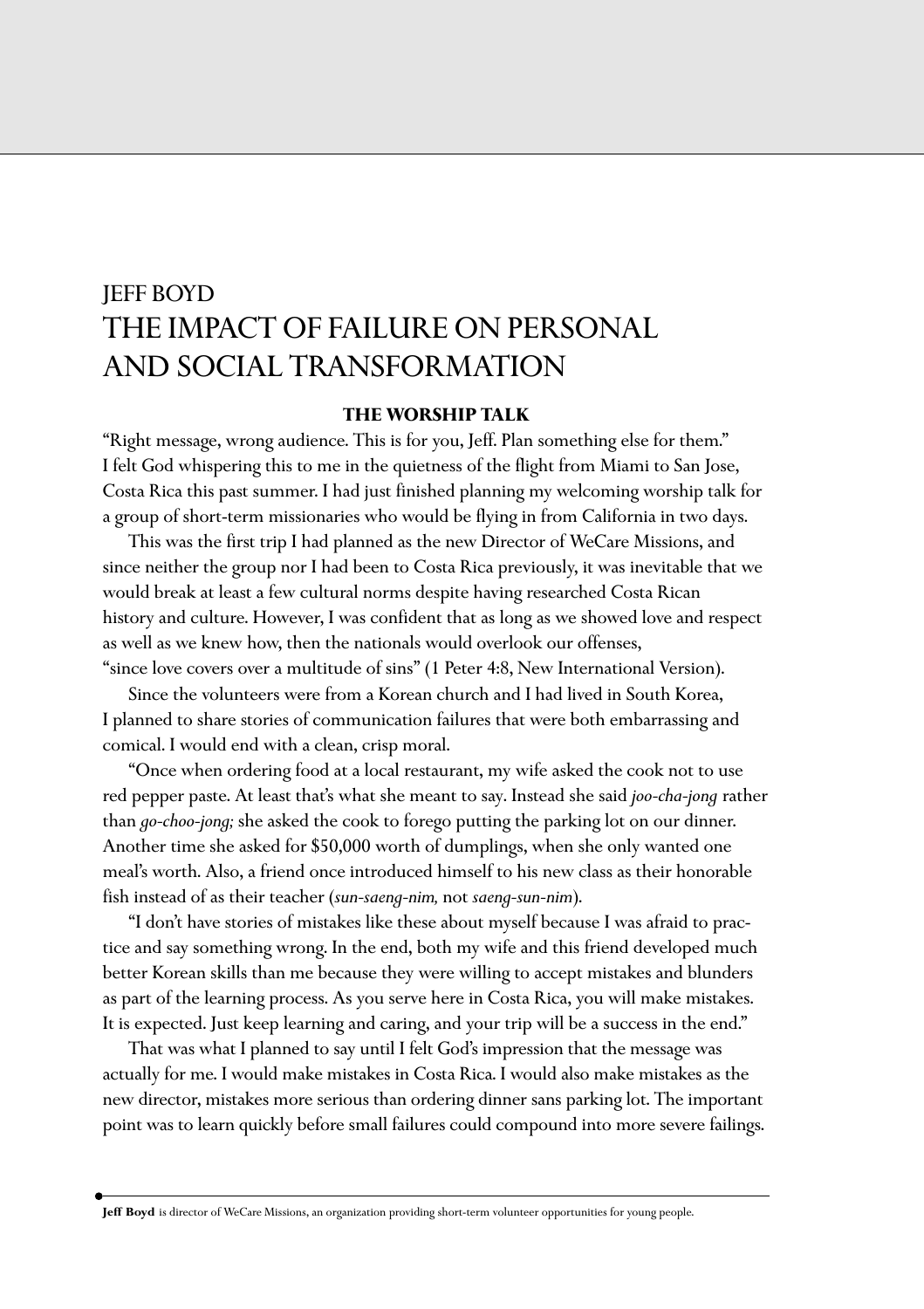# JEFF BOYD
# THE IMPACT OF FAILURE ON PERSONAL AND SOCIAL TRANSFORMATION

### THE WORSHIP TALK

"Right message, wrong audience. This is for you, Jeff. Plan something else for them." I felt God whispering this to me in the quietness of the flight from Miami to San Jose, Costa Rica this past summer. I had just finished planning my welcoming worship talk for a group of short-term missionaries who would be flying in from California in two days.

This was the first trip I had planned as the new Director of WeCare Missions, and since neither the group nor I had been to Costa Rica previously, it was inevitable that we would break at least a few cultural norms despite having researched Costa Rican history and culture. However, I was confident that as long as we showed love and respect as well as we knew how, then the nationals would overlook our offenses, "since love covers over a multitude of sins" (1 Peter 4:8, New International Version).

Since the volunteers were from a Korean church and I had lived in South Korea, I planned to share stories of communication failures that were both embarrassing and comical. I would end with a clean, crisp moral.

"Once when ordering food at a local restaurant, my wife asked the cook not to use red pepper paste. At least that's what she meant to say. Instead she said *joo-cha-jong* rather than *go-choo-jong;* she asked the cook to forego putting the parking lot on our dinner. Another time she asked for $50,000 worth of dumplings, when she only wanted one meal's worth. Also, a friend once introduced himself to his new class as their honorable fish instead of as their teacher (*sun-saeng-nim,* not *saeng-sun-nim*).

"I don't have stories of mistakes like these about myself because I was afraid to practice and say something wrong. In the end, both my wife and this friend developed much better Korean skills than me because they were willing to accept mistakes and blunders as part of the learning process. As you serve here in Costa Rica, you will make mistakes. It is expected. Just keep learning and caring, and your trip will be a success in the end."

That was what I planned to say until I felt God's impression that the message was actually for me. I would make mistakes in Costa Rica. I would also make mistakes as the new director, mistakes more serious than ordering dinner sans parking lot. The important point was to learn quickly before small failures could compound into more severe failings.

**Jeff Boyd** is director of WeCare Missions, an organization providing short-term volunteer opportunities for young people.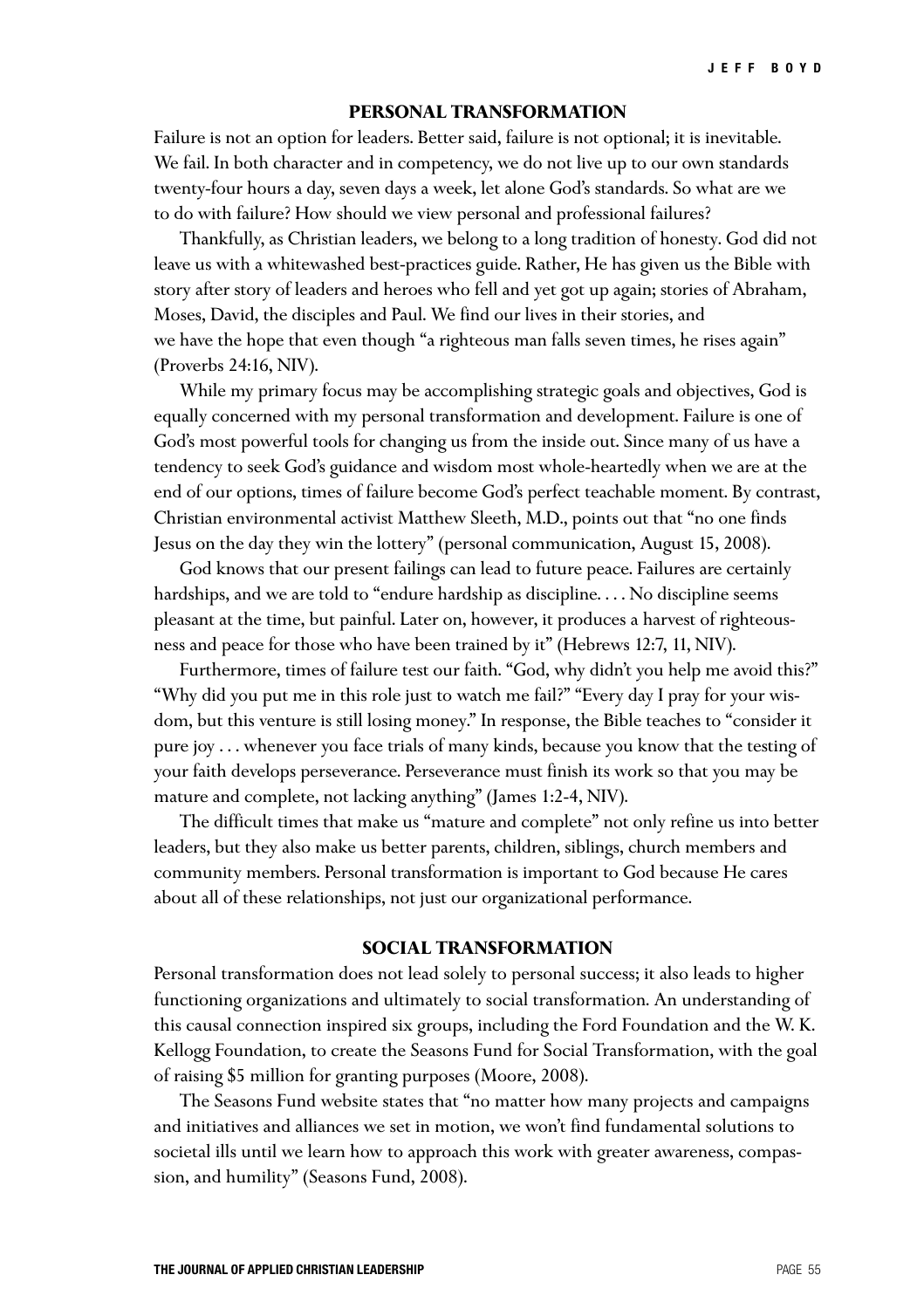## PERSONAL TRANSFORMATION

Failure is not an option for leaders. Better said, failure is not optional; it is inevitable. We fail. In both character and in competency, we do not live up to our own standards twenty-four hours a day, seven days a week, let alone God's standards. So what are we to do with failure? How should we view personal and professional failures?

Thankfully, as Christian leaders, we belong to a long tradition of honesty. God did not leave us with a whitewashed best-practices guide. Rather, He has given us the Bible with story after story of leaders and heroes who fell and yet got up again; stories of Abraham, Moses, David, the disciples and Paul. We find our lives in their stories, and we have the hope that even though "a righteous man falls seven times, he rises again" (Proverbs 24:16, NIV).

While my primary focus may be accomplishing strategic goals and objectives, God is equally concerned with my personal transformation and development. Failure is one of God's most powerful tools for changing us from the inside out. Since many of us have a tendency to seek God's guidance and wisdom most whole-heartedly when we are at the end of our options, times of failure become God's perfect teachable moment. By contrast, Christian environmental activist Matthew Sleeth, M.D., points out that "no one finds Jesus on the day they win the lottery" (personal communication, August 15, 2008).

God knows that our present failings can lead to future peace. Failures are certainly hardships, and we are told to "endure hardship as discipline. . . . No discipline seems pleasant at the time, but painful. Later on, however, it produces a harvest of righteousness and peace for those who have been trained by it" (Hebrews 12:7, 11, NIV).

Furthermore, times of failure test our faith. "God, why didn't you help me avoid this?" "Why did you put me in this role just to watch me fail?" "Every day I pray for your wisdom, but this venture is still losing money." In response, the Bible teaches to "consider it pure joy . . . whenever you face trials of many kinds, because you know that the testing of your faith develops perseverance. Perseverance must finish its work so that you may be mature and complete, not lacking anything" (James 1:2-4, NIV).

The difficult times that make us "mature and complete" not only refine us into better leaders, but they also make us better parents, children, siblings, church members and community members. Personal transformation is important to God because He cares about all of these relationships, not just our organizational performance.

## SOCIAL TRANSFORMATION

Personal transformation does not lead solely to personal success; it also leads to higher functioning organizations and ultimately to social transformation. An understanding of this causal connection inspired six groups, including the Ford Foundation and the W. K. Kellogg Foundation, to create the Seasons Fund for Social Transformation, with the goal of raising $5 million for granting purposes (Moore, 2008).

The Seasons Fund website states that "no matter how many projects and campaigns and initiatives and alliances we set in motion, we won't find fundamental solutions to societal ills until we learn how to approach this work with greater awareness, compassion, and humility" (Seasons Fund, 2008).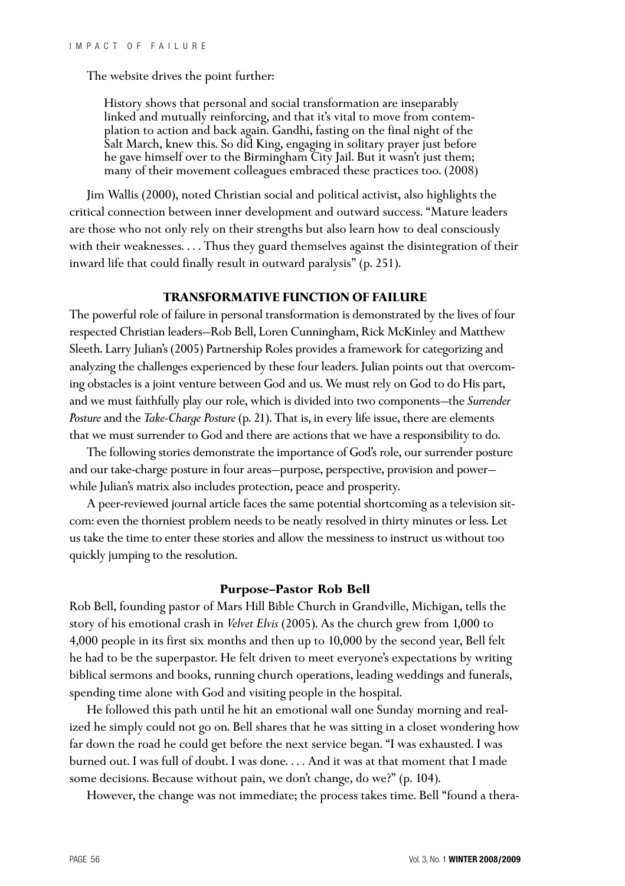The website drives the point further:

> History shows that personal and social transformation are inseparably linked and mutually reinforcing, and that it's vital to move from contemplation to action and back again. Gandhi, fasting on the final night of the Salt March, knew this. So did King, engaging in solitary prayer just before he gave himself over to the Birmingham City Jail. But it wasn't just them; many of their movement colleagues embraced these practices too. (2008)

Jim Wallis (2000), noted Christian social and political activist, also highlights the critical connection between inner development and outward success. "Mature leaders are those who not only rely on their strengths but also learn how to deal consciously with their weaknesses. . . . Thus they guard themselves against the disintegration of their inward life that could finally result in outward paralysis" (p. 251).

## TRANSFORMATIVE FUNCTION OF FAILURE

The powerful role of failure in personal transformation is demonstrated by the lives of four respected Christian leaders—Rob Bell, Loren Cunningham, Rick McKinley and Matthew Sleeth. Larry Julian's (2005) Partnership Roles provides a framework for categorizing and analyzing the challenges experienced by these four leaders. Julian points out that overcoming obstacles is a joint venture between God and us. We must rely on God to do His part, and we must faithfully play our role, which is divided into two components—the *Surrender Posture* and the *Take-Charge Posture* (p. 21). That is, in every life issue, there are elements that we must surrender to God and there are actions that we have a responsibility to do.

The following stories demonstrate the importance of God's role, our surrender posture and our take-charge posture in four areas—purpose, perspective, provision and power—while Julian's matrix also includes protection, peace and prosperity.

A peer-reviewed journal article faces the same potential shortcoming as a television sitcom: even the thorniest problem needs to be neatly resolved in thirty minutes or less. Let us take the time to enter these stories and allow the messiness to instruct us without too quickly jumping to the resolution.

### Purpose–Pastor Rob Bell

Rob Bell, founding pastor of Mars Hill Bible Church in Grandville, Michigan, tells the story of his emotional crash in *Velvet Elvis* (2005). As the church grew from 1,000 to 4,000 people in its first six months and then up to 10,000 by the second year, Bell felt he had to be the superpastor. He felt driven to meet everyone's expectations by writing biblical sermons and books, running church operations, leading weddings and funerals, spending time alone with God and visiting people in the hospital.

He followed this path until he hit an emotional wall one Sunday morning and realized he simply could not go on. Bell shares that he was sitting in a closet wondering how far down the road he could get before the next service began. "I was exhausted. I was burned out. I was full of doubt. I was done. . . . And it was at that moment that I made some decisions. Because without pain, we don't change, do we?" (p. 104).

However, the change was not immediate; the process takes time. Bell "found a thera-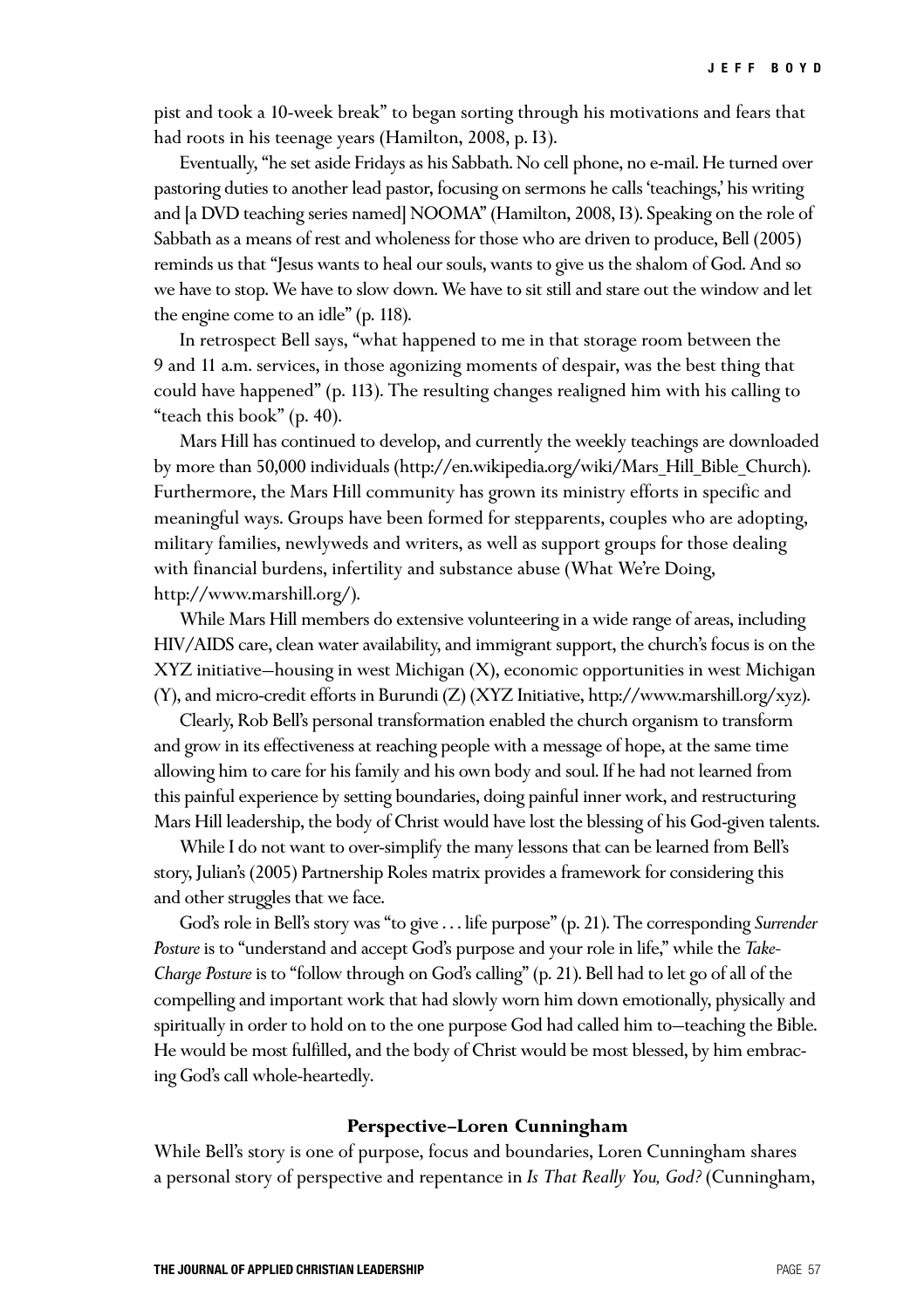pist and took a 10-week break" to began sorting through his motivations and fears that had roots in his teenage years (Hamilton, 2008, p. 13).

Eventually, "he set aside Fridays as his Sabbath. No cell phone, no e-mail. He turned over pastoring duties to another lead pastor, focusing on sermons he calls 'teachings,' his writing and [a DVD teaching series named] NOOMA" (Hamilton, 2008, 13). Speaking on the role of Sabbath as a means of rest and wholeness for those who are driven to produce, Bell (2005) reminds us that "Jesus wants to heal our souls, wants to give us the shalom of God. And so we have to stop. We have to slow down. We have to sit still and stare out the window and let the engine come to an idle" (p. 118).

In retrospect Bell says, "what happened to me in that storage room between the 9 and 11 a.m. services, in those agonizing moments of despair, was the best thing that could have happened" (p. 113). The resulting changes realigned him with his calling to "teach this book" (p. 40).

Mars Hill has continued to develop, and currently the weekly teachings are downloaded by more than 50,000 individuals (http://en.wikipedia.org/wiki/Mars_Hill_Bible_Church). Furthermore, the Mars Hill community has grown its ministry efforts in specific and meaningful ways. Groups have been formed for stepparents, couples who are adopting, military families, newlyweds and writers, as well as support groups for those dealing with financial burdens, infertility and substance abuse (What We're Doing, http://www.marshill.org/).

While Mars Hill members do extensive volunteering in a wide range of areas, including HIV/AIDS care, clean water availability, and immigrant support, the church's focus is on the XYZ initiative—housing in west Michigan (X), economic opportunities in west Michigan (Y), and micro-credit efforts in Burundi (Z) (XYZ Initiative, http://www.marshill.org/xyz).

Clearly, Rob Bell's personal transformation enabled the church organism to transform and grow in its effectiveness at reaching people with a message of hope, at the same time allowing him to care for his family and his own body and soul. If he had not learned from this painful experience by setting boundaries, doing painful inner work, and restructuring Mars Hill leadership, the body of Christ would have lost the blessing of his God-given talents.

While I do not want to over-simplify the many lessons that can be learned from Bell's story, Julian's (2005) Partnership Roles matrix provides a framework for considering this and other struggles that we face.

God's role in Bell's story was "to give . . . life purpose" (p. 21). The corresponding *Surrender Posture* is to "understand and accept God's purpose and your role in life," while the *Take-Charge Posture* is to "follow through on God's calling" (p. 21). Bell had to let go of all of the compelling and important work that had slowly worn him down emotionally, physically and spiritually in order to hold on to the one purpose God had called him to—teaching the Bible. He would be most fulfilled, and the body of Christ would be most blessed, by him embracing God's call whole-heartedly.

### Perspective–Loren Cunningham

While Bell's story is one of purpose, focus and boundaries, Loren Cunningham shares a personal story of perspective and repentance in *Is That Really You, God?* (Cunningham,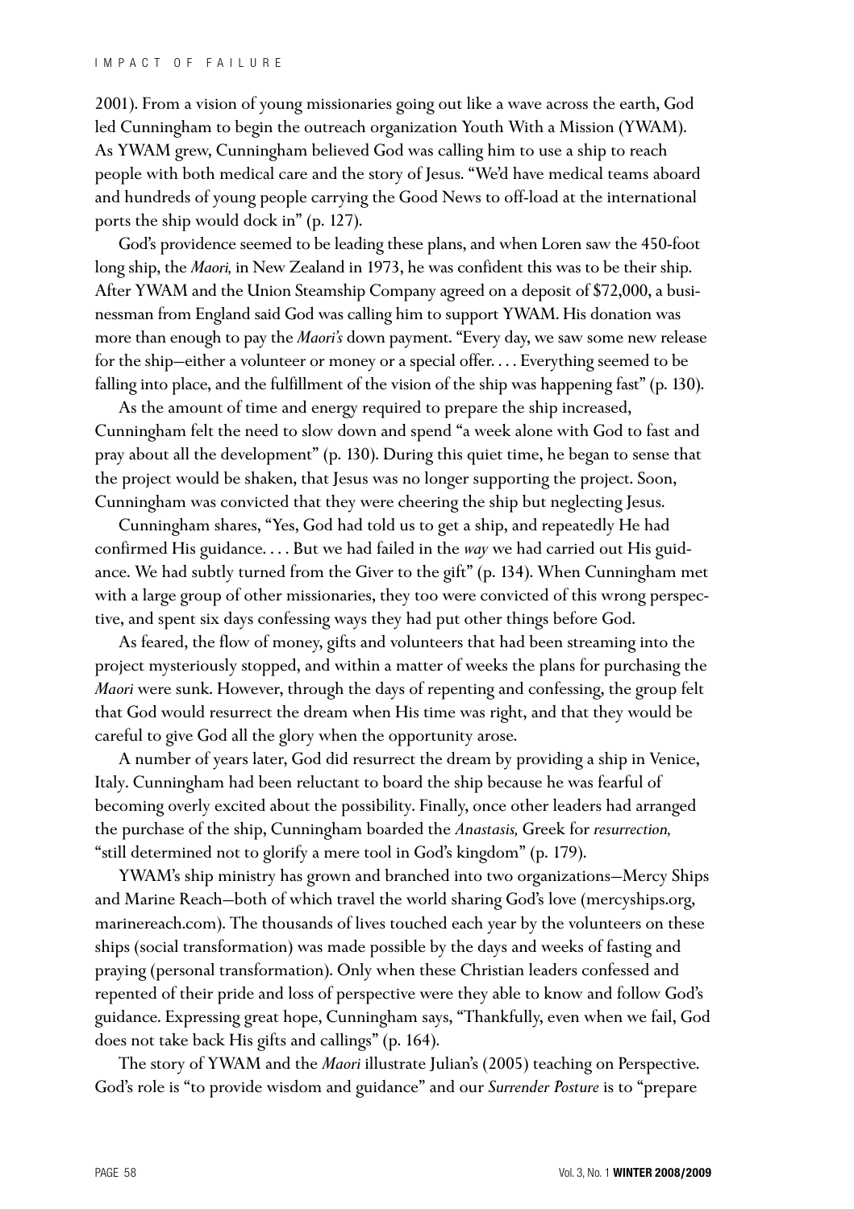2001). From a vision of young missionaries going out like a wave across the earth, God led Cunningham to begin the outreach organization Youth With a Mission (YWAM). As YWAM grew, Cunningham believed God was calling him to use a ship to reach people with both medical care and the story of Jesus. "We'd have medical teams aboard and hundreds of young people carrying the Good News to off-load at the international ports the ship would dock in" (p. 127).

God's providence seemed to be leading these plans, and when Loren saw the 450-foot long ship, the *Maori,* in New Zealand in 1973, he was confident this was to be their ship. After YWAM and the Union Steamship Company agreed on a deposit of $72,000, a businessman from England said God was calling him to support YWAM. His donation was more than enough to pay the *Maori's* down payment. "Every day, we saw some new release for the ship—either a volunteer or money or a special offer. . . . Everything seemed to be falling into place, and the fulfillment of the vision of the ship was happening fast" (p. 130).

As the amount of time and energy required to prepare the ship increased, Cunningham felt the need to slow down and spend "a week alone with God to fast and pray about all the development" (p. 130). During this quiet time, he began to sense that the project would be shaken, that Jesus was no longer supporting the project. Soon, Cunningham was convicted that they were cheering the ship but neglecting Jesus.

Cunningham shares, "Yes, God had told us to get a ship, and repeatedly He had confirmed His guidance. . . . But we had failed in the *way* we had carried out His guidance. We had subtly turned from the Giver to the gift" (p. 134). When Cunningham met with a large group of other missionaries, they too were convicted of this wrong perspective, and spent six days confessing ways they had put other things before God.

As feared, the flow of money, gifts and volunteers that had been streaming into the project mysteriously stopped, and within a matter of weeks the plans for purchasing the *Maori* were sunk. However, through the days of repenting and confessing, the group felt that God would resurrect the dream when His time was right, and that they would be careful to give God all the glory when the opportunity arose.

A number of years later, God did resurrect the dream by providing a ship in Venice, Italy. Cunningham had been reluctant to board the ship because he was fearful of becoming overly excited about the possibility. Finally, once other leaders had arranged the purchase of the ship, Cunningham boarded the *Anastasis,* Greek for *resurrection,* "still determined not to glorify a mere tool in God's kingdom" (p. 179).

YWAM's ship ministry has grown and branched into two organizations—Mercy Ships and Marine Reach—both of which travel the world sharing God's love (mercyships.org, marinereach.com). The thousands of lives touched each year by the volunteers on these ships (social transformation) was made possible by the days and weeks of fasting and praying (personal transformation). Only when these Christian leaders confessed and repented of their pride and loss of perspective were they able to know and follow God's guidance. Expressing great hope, Cunningham says, "Thankfully, even when we fail, God does not take back His gifts and callings" (p. 164).

The story of YWAM and the *Maori* illustrate Julian's (2005) teaching on Perspective. God's role is "to provide wisdom and guidance" and our *Surrender Posture* is to "prepare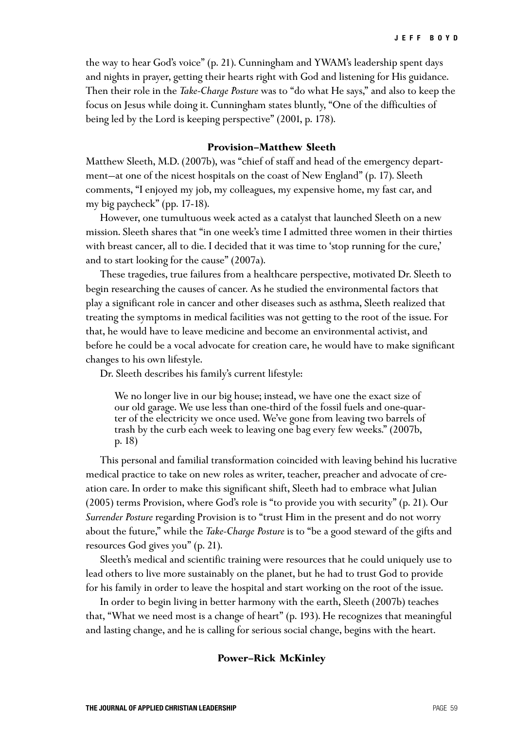the way to hear God's voice" (p. 21). Cunningham and YWAM's leadership spent days and nights in prayer, getting their hearts right with God and listening for His guidance. Then their role in the *Take-Charge Posture* was to "do what He says," and also to keep the focus on Jesus while doing it. Cunningham states bluntly, "One of the difficulties of being led by the Lord is keeping perspective" (2001, p. 178).

### Provision–Matthew Sleeth

Matthew Sleeth, M.D. (2007b), was "chief of staff and head of the emergency department—at one of the nicest hospitals on the coast of New England" (p. 17). Sleeth comments, "I enjoyed my job, my colleagues, my expensive home, my fast car, and my big paycheck" (pp. 17-18).

However, one tumultuous week acted as a catalyst that launched Sleeth on a new mission. Sleeth shares that "in one week's time I admitted three women in their thirties with breast cancer, all to die. I decided that it was time to 'stop running for the cure,' and to start looking for the cause" (2007a).

These tragedies, true failures from a healthcare perspective, motivated Dr. Sleeth to begin researching the causes of cancer. As he studied the environmental factors that play a significant role in cancer and other diseases such as asthma, Sleeth realized that treating the symptoms in medical facilities was not getting to the root of the issue. For that, he would have to leave medicine and become an environmental activist, and before he could be a vocal advocate for creation care, he would have to make significant changes to his own lifestyle.

Dr. Sleeth describes his family's current lifestyle:

> We no longer live in our big house; instead, we have one the exact size of our old garage. We use less than one-third of the fossil fuels and one-quarter of the electricity we once used. We've gone from leaving two barrels of trash by the curb each week to leaving one bag every few weeks." (2007b, p. 18)

This personal and familial transformation coincided with leaving behind his lucrative medical practice to take on new roles as writer, teacher, preacher and advocate of creation care. In order to make this significant shift, Sleeth had to embrace what Julian (2005) terms Provision, where God's role is "to provide you with security" (p. 21). Our *Surrender Posture* regarding Provision is to "trust Him in the present and do not worry about the future," while the *Take-Charge Posture* is to "be a good steward of the gifts and resources God gives you" (p. 21).

Sleeth's medical and scientific training were resources that he could uniquely use to lead others to live more sustainably on the planet, but he had to trust God to provide for his family in order to leave the hospital and start working on the root of the issue.

In order to begin living in better harmony with the earth, Sleeth (2007b) teaches that, "What we need most is a change of heart" (p. 193). He recognizes that meaningful and lasting change, and he is calling for serious social change, begins with the heart.

### Power–Rick McKinley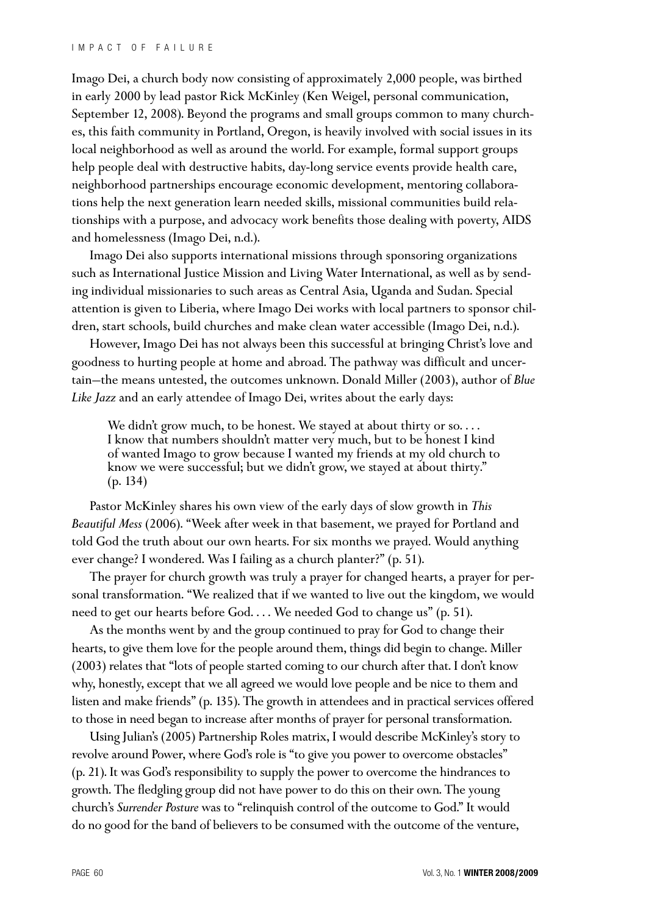Imago Dei, a church body now consisting of approximately 2,000 people, was birthed in early 2000 by lead pastor Rick McKinley (Ken Weigel, personal communication, September 12, 2008). Beyond the programs and small groups common to many churches, this faith community in Portland, Oregon, is heavily involved with social issues in its local neighborhood as well as around the world. For example, formal support groups help people deal with destructive habits, day-long service events provide health care, neighborhood partnerships encourage economic development, mentoring collaborations help the next generation learn needed skills, missional communities build relationships with a purpose, and advocacy work benefits those dealing with poverty, AIDS and homelessness (Imago Dei, n.d.).

Imago Dei also supports international missions through sponsoring organizations such as International Justice Mission and Living Water International, as well as by sending individual missionaries to such areas as Central Asia, Uganda and Sudan. Special attention is given to Liberia, where Imago Dei works with local partners to sponsor children, start schools, build churches and make clean water accessible (Imago Dei, n.d.).

However, Imago Dei has not always been this successful at bringing Christ's love and goodness to hurting people at home and abroad. The pathway was difficult and uncertain—the means untested, the outcomes unknown. Donald Miller (2003), author of *Blue Like Jazz* and an early attendee of Imago Dei, writes about the early days:

> We didn't grow much, to be honest. We stayed at about thirty or so. . . . I know that numbers shouldn't matter very much, but to be honest I kind of wanted Imago to grow because I wanted my friends at my old church to know we were successful; but we didn't grow, we stayed at about thirty." (p. 134)

Pastor McKinley shares his own view of the early days of slow growth in *This Beautiful Mess* (2006). "Week after week in that basement, we prayed for Portland and told God the truth about our own hearts. For six months we prayed. Would anything ever change? I wondered. Was I failing as a church planter?" (p. 51).

The prayer for church growth was truly a prayer for changed hearts, a prayer for personal transformation. "We realized that if we wanted to live out the kingdom, we would need to get our hearts before God. . . . We needed God to change us" (p. 51).

As the months went by and the group continued to pray for God to change their hearts, to give them love for the people around them, things did begin to change. Miller (2003) relates that "lots of people started coming to our church after that. I don't know why, honestly, except that we all agreed we would love people and be nice to them and listen and make friends" (p. 135). The growth in attendees and in practical services offered to those in need began to increase after months of prayer for personal transformation.

Using Julian's (2005) Partnership Roles matrix, I would describe McKinley's story to revolve around Power, where God's role is "to give you power to overcome obstacles" (p. 21). It was God's responsibility to supply the power to overcome the hindrances to growth. The fledgling group did not have power to do this on their own. The young church's *Surrender Posture* was to "relinquish control of the outcome to God." It would do no good for the band of believers to be consumed with the outcome of the venture,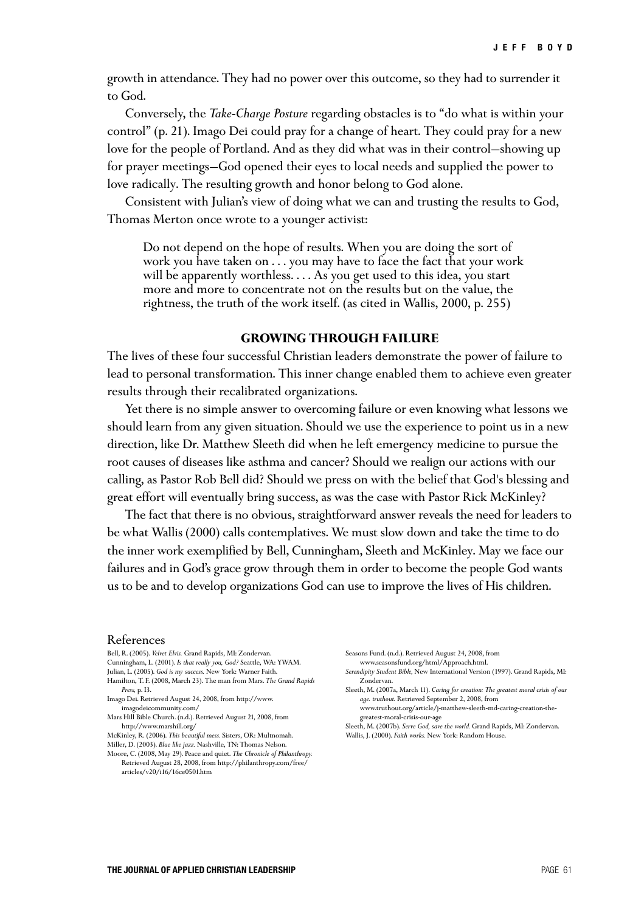growth in attendance. They had no power over this outcome, so they had to surrender it to God.

Conversely, the *Take-Charge Posture* regarding obstacles is to "do what is within your control" (p. 21). Imago Dei could pray for a change of heart. They could pray for a new love for the people of Portland. And as they did what was in their control—showing up for prayer meetings—God opened their eyes to local needs and supplied the power to love radically. The resulting growth and honor belong to God alone.

Consistent with Julian's view of doing what we can and trusting the results to God, Thomas Merton once wrote to a younger activist:

> Do not depend on the hope of results. When you are doing the sort of work you have taken on . . . you may have to face the fact that your work will be apparently worthless. . . . As you get used to this idea, you start more and more to concentrate not on the results but on the value, the rightness, the truth of the work itself. (as cited in Wallis, 2000, p. 255)

## GROWING THROUGH FAILURE

The lives of these four successful Christian leaders demonstrate the power of failure to lead to personal transformation. This inner change enabled them to achieve even greater results through their recalibrated organizations.

Yet there is no simple answer to overcoming failure or even knowing what lessons we should learn from any given situation. Should we use the experience to point us in a new direction, like Dr. Matthew Sleeth did when he left emergency medicine to pursue the root causes of diseases like asthma and cancer? Should we realign our actions with our calling, as Pastor Rob Bell did? Should we press on with the belief that God's blessing and great effort will eventually bring success, as was the case with Pastor Rick McKinley?

The fact that there is no obvious, straightforward answer reveals the need for leaders to be what Wallis (2000) calls contemplatives. We must slow down and take the time to do the inner work exemplified by Bell, Cunningham, Sleeth and McKinley. May we face our failures and in God's grace grow through them in order to become the people God wants us to be and to develop organizations God can use to improve the lives of His children.

## References

Bell, R. (2005). *Velvet Elvis.* Grand Rapids, MI: Zondervan.

Cunningham, L. (2001). *Is that really you, God?* Seattle, WA: YWAM.

Julian, L. (2005). *God is my success.* New York: Warner Faith.

Hamilton, T. F. (2008, March 23). The man from Mars. *The Grand Rapids Press,* p. I3.

Imago Dei. Retrieved August 24, 2008, from http://www.imagodeicommunity.com/

Mars Hill Bible Church. (n.d.). Retrieved August 21, 2008, from http://www.marshill.org/

McKinley, R. (2006). *This beautiful mess.* Sisters, OR: Multnomah.

Miller, D. (2003). *Blue like jazz.* Nashville, TN: Thomas Nelson.

Moore, C. (2008, May 29). Peace and quiet. *The Chronicle of Philanthropy.* Retrieved August 28, 2008, from http://philanthropy.com/free/articles/v20/i16/16ce0501.htm

Seasons Fund. (n.d.). Retrieved August 24, 2008, from www.seasonsfund.org/html/Approach.html.

*Serendipity Student Bible,* New International Version (1997). Grand Rapids, MI: Zondervan.

Sleeth, M. (2007a, March 11). *Caring for creation: The greatest moral crisis of our age. truthout.* Retrieved September 2, 2008, from www.truthout.org/article/j-matthew-sleeth-md-caring-creation-the-greatest-moral-crisis-our-age

Sleeth, M. (2007b). *Serve God, save the world.* Grand Rapids, MI: Zondervan.

Wallis, J. (2000). *Faith works.* New York: Random House.